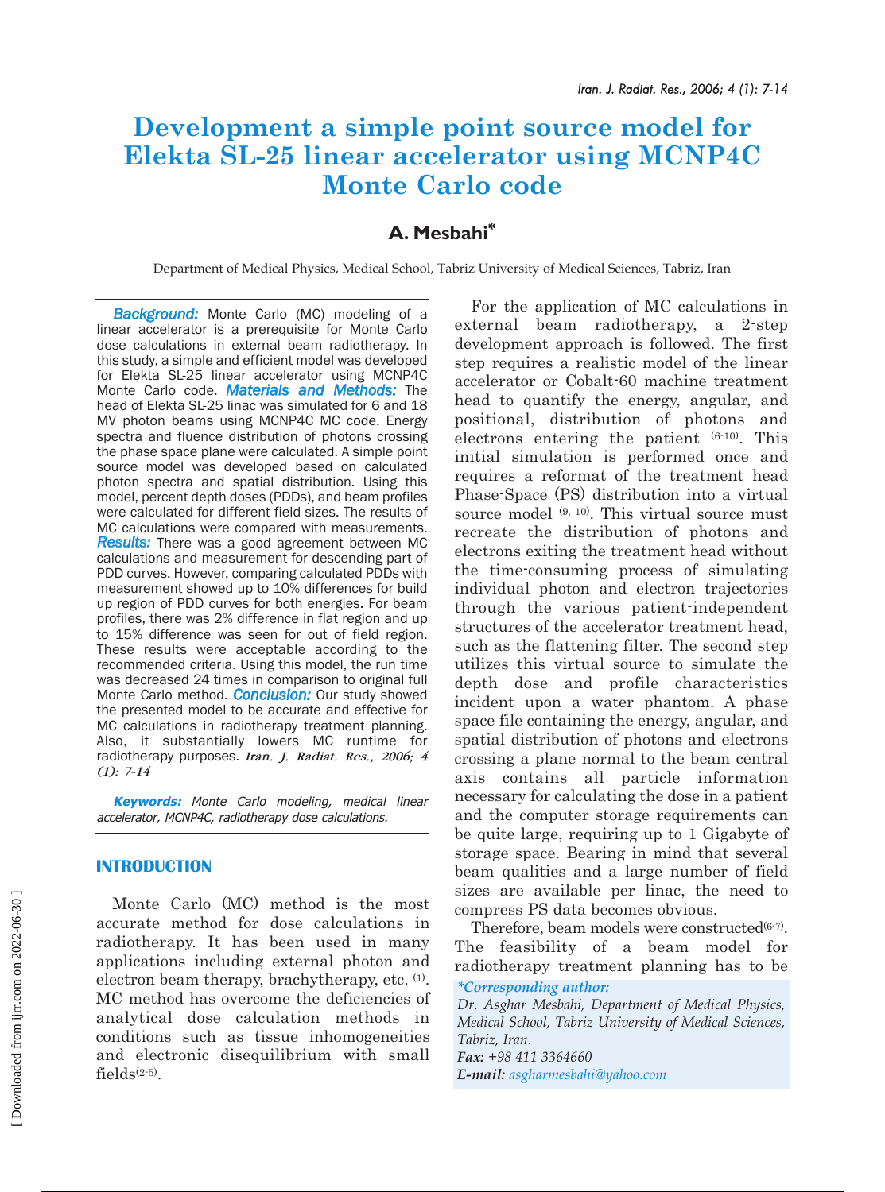# Development a simple point source model for Elekta SL-25 linear accelerator using MCNP4C Monte Carlo code

## A. Mesbahi*

Department of Medical Physics, Medical School, Tabriz University of Medical Sciences, Tabriz, Iran

***Background:*** Monte Carlo (MC) modeling of a linear accelerator is a prerequisite for Monte Carlo dose calculations in external beam radiotherapy. In this study, a simple and efficient model was developed for Elekta SL-25 linear accelerator using MCNP4C Monte Carlo code. ***Materials and Methods:*** The head of Elekta SL-25 linac was simulated for 6 and 18 MV photon beams using MCNP4C MC code. Energy spectra and fluence distribution of photons crossing the phase space plane were calculated. A simple point source model was developed based on calculated photon spectra and spatial distribution. Using this model, percent depth doses (PDDs), and beam profiles were calculated for different field sizes. The results of MC calculations were compared with measurements. ***Results:*** There was a good agreement between MC calculations and measurement for descending part of PDD curves. However, comparing calculated PDDs with measurement showed up to 10% differences for build up region of PDD curves for both energies. For beam profiles, there was 2% difference in flat region and up to 15% difference was seen for out of field region. These results were acceptable according to the recommended criteria. Using this model, the run time was decreased 24 times in comparison to original full Monte Carlo method. ***Conclusion:*** Our study showed the presented model to be accurate and effective for MC calculations in radiotherapy treatment planning. Also, it substantially lowers MC runtime for radiotherapy purposes. ***Iran. J. Radiat. Res., 2006; 4 (1): 7-14***

***Keywords:*** *Monte Carlo modeling, medical linear accelerator, MCNP4C, radiotherapy dose calculations.*

## INTRODUCTION

Monte Carlo (MC) method is the most accurate method for dose calculations in radiotherapy. It has been used in many applications including external photon and electron beam therapy, brachytherapy, etc. [1]. MC method has overcome the deficiencies of analytical dose calculation methods in conditions such as tissue inhomogeneities and electronic disequilibrium with small fields[2-5].

For the application of MC calculations in external beam radiotherapy, a 2-step development approach is followed. The first step requires a realistic model of the linear accelerator or Cobalt-60 machine treatment head to quantify the energy, angular, and positional, distribution of photons and electrons entering the patient [6-10]. This initial simulation is performed once and requires a reformat of the treatment head Phase-Space (PS) distribution into a virtual source model [9, 10]. This virtual source must recreate the distribution of photons and electrons exiting the treatment head without the time-consuming process of simulating individual photon and electron trajectories through the various patient-independent structures of the accelerator treatment head, such as the flattening filter. The second step utilizes this virtual source to simulate the depth dose and profile characteristics incident upon a water phantom. A phase space file containing the energy, angular, and spatial distribution of photons and electrons crossing a plane normal to the beam central axis contains all particle information necessary for calculating the dose in a patient and the computer storage requirements can be quite large, requiring up to 1 Gigabyte of storage space. Bearing in mind that several beam qualities and a large number of field sizes are available per linac, the need to compress PS data becomes obvious.

Therefore, beam models were constructed[6-7]. The feasibility of a beam model for radiotherapy treatment planning has to be

*\*Corresponding author:*
*Dr. Asghar Mesbahi, Department of Medical Physics, Medical School, Tabriz University of Medical Sciences, Tabriz, Iran.*
***Fax:*** *+98 411 3364660*
***E-mail:*** *asgharmesbahi@yahoo.com*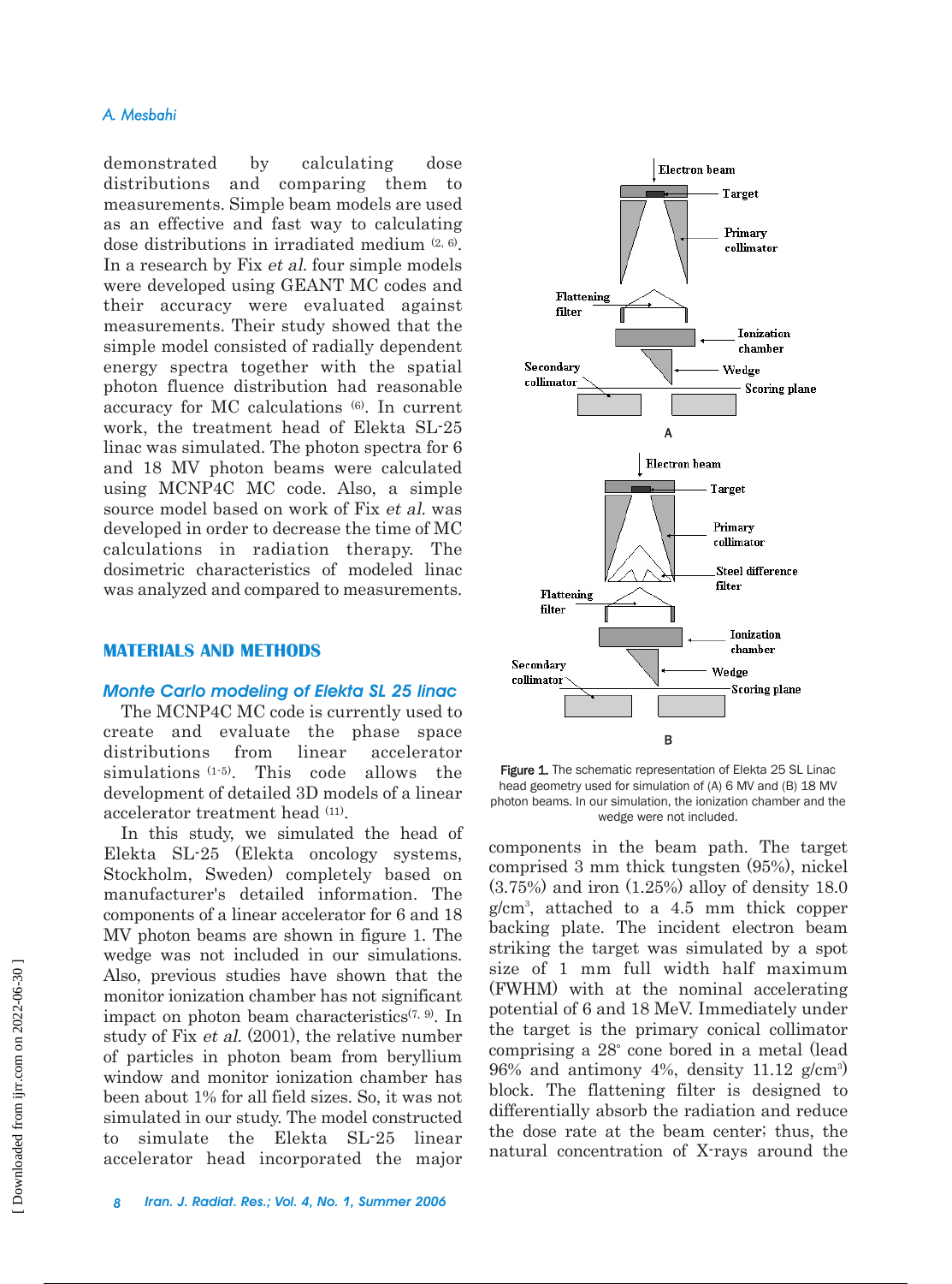demonstrated by calculating dose distributions and comparing them to measurements. Simple beam models are used as an effective and fast way to calculating dose distributions in irradiated medium [2, 6]. In a research by Fix *et al.* four simple models were developed using GEANT MC codes and their accuracy were evaluated against measurements. Their study showed that the simple model consisted of radially dependent energy spectra together with the spatial photon fluence distribution had reasonable accuracy for MC calculations [6]. In current work, the treatment head of Elekta SL-25 linac was simulated. The photon spectra for 6 and 18 MV photon beams were calculated using MCNP4C MC code. Also, a simple source model based on work of Fix *et al.* was developed in order to decrease the time of MC calculations in radiation therapy. The dosimetric characteristics of modeled linac was analyzed and compared to measurements.

## MATERIALS AND METHODS

### Monte Carlo modeling of Elekta SL 25 linac

The MCNP4C MC code is currently used to create and evaluate the phase space distributions from linear accelerator simulations [1-5]. This code allows the development of detailed 3D models of a linear accelerator treatment head [11].

In this study, we simulated the head of Elekta SL-25 (Elekta oncology systems, Stockholm, Sweden) completely based on manufacturer's detailed information. The components of a linear accelerator for 6 and 18 MV photon beams are shown in figure 1. The wedge was not included in our simulations. Also, previous studies have shown that the monitor ionization chamber has not significant impact on photon beam characteristics[7, 9]. In study of Fix *et al.* (2001), the relative number of particles in photon beam from beryllium window and monitor ionization chamber has been about 1% for all field sizes. So, it was not simulated in our study. The model constructed to simulate the Elekta SL-25 linear accelerator head incorporated the major components in the beam path. The target comprised 3 mm thick tungsten (95%), nickel (3.75%) and iron (1.25%) alloy of density 18.0 g/cm$^3$, attached to a 4.5 mm thick copper backing plate. The incident electron beam striking the target was simulated by a spot size of 1 mm full width half maximum (FWHM) with at the nominal accelerating potential of 6 and 18 MeV. Immediately under the target is the primary conical collimator comprising a 28° cone bored in a metal (lead 96% and antimony 4%, density 11.12 g/cm$^3$) block. The flattening filter is designed to differentially absorb the radiation and reduce the dose rate at the beam center; thus, the natural concentration of X-rays around the

**Figure 1.** The schematic representation of Elekta 25 SL Linac head geometry used for simulation of (A) 6 MV and (B) 18 MV photon beams. In our simulation, the ionization chamber and the wedge were not included.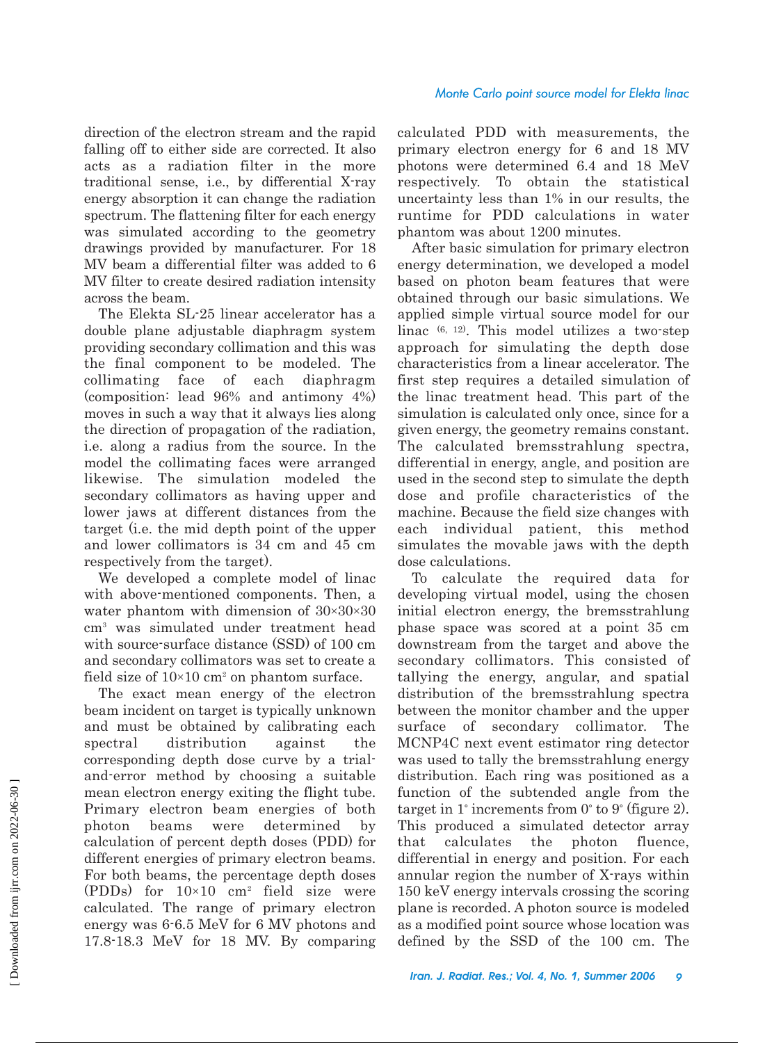direction of the electron stream and the rapid falling off to either side are corrected. It also acts as a radiation filter in the more traditional sense, i.e., by differential X-ray energy absorption it can change the radiation spectrum. The flattening filter for each energy was simulated according to the geometry drawings provided by manufacturer. For 18 MV beam a differential filter was added to 6 MV filter to create desired radiation intensity across the beam.

The Elekta SL-25 linear accelerator has a double plane adjustable diaphragm system providing secondary collimation and this was the final component to be modeled. The collimating face of each diaphragm (composition: lead 96% and antimony 4%) moves in such a way that it always lies along the direction of propagation of the radiation, i.e. along a radius from the source. In the model the collimating faces were arranged likewise. The simulation modeled the secondary collimators as having upper and lower jaws at different distances from the target (i.e. the mid depth point of the upper and lower collimators is 34 cm and 45 cm respectively from the target).

We developed a complete model of linac with above-mentioned components. Then, a water phantom with dimension of 30×30×30 $cm^3$ was simulated under treatment head with source-surface distance (SSD) of 100 cm and secondary collimators was set to create a field size of 10×10 $cm^2$ on phantom surface.

The exact mean energy of the electron beam incident on target is typically unknown and must be obtained by calibrating each spectral distribution against the corresponding depth dose curve by a trial-and-error method by choosing a suitable mean electron energy exiting the flight tube. Primary electron beam energies of both photon beams were determined by calculation of percent depth doses (PDD) for different energies of primary electron beams. For both beams, the percentage depth doses (PDDs) for 10×10 $cm^2$ field size were calculated. The range of primary electron energy was 6-6.5 MeV for 6 MV photons and 17.8-18.3 MeV for 18 MV. By comparing calculated PDD with measurements, the primary electron energy for 6 and 18 MV photons were determined 6.4 and 18 MeV respectively. To obtain the statistical uncertainty less than 1% in our results, the runtime for PDD calculations in water phantom was about 1200 minutes.

After basic simulation for primary electron energy determination, we developed a model based on photon beam features that were obtained through our basic simulations. We applied simple virtual source model for our linac [6, 12]. This model utilizes a two-step approach for simulating the depth dose characteristics from a linear accelerator. The first step requires a detailed simulation of the linac treatment head. This part of the simulation is calculated only once, since for a given energy, the geometry remains constant. The calculated bremsstrahlung spectra, differential in energy, angle, and position are used in the second step to simulate the depth dose and profile characteristics of the machine. Because the field size changes with each individual patient, this method simulates the movable jaws with the depth dose calculations.

To calculate the required data for developing virtual model, using the chosen initial electron energy, the bremsstrahlung phase space was scored at a point 35 cm downstream from the target and above the secondary collimators. This consisted of tallying the energy, angular, and spatial distribution of the bremsstrahlung spectra between the monitor chamber and the upper surface of secondary collimator. The MCNP4C next event estimator ring detector was used to tally the bremsstrahlung energy distribution. Each ring was positioned as a function of the subtended angle from the target in 1° increments from 0° to 9° (figure 2). This produced a simulated detector array that calculates the photon fluence, differential in energy and position. For each annular region the number of X-rays within 150 keV energy intervals crossing the scoring plane is recorded. A photon source is modeled as a modified point source whose location was defined by the SSD of the 100 cm. The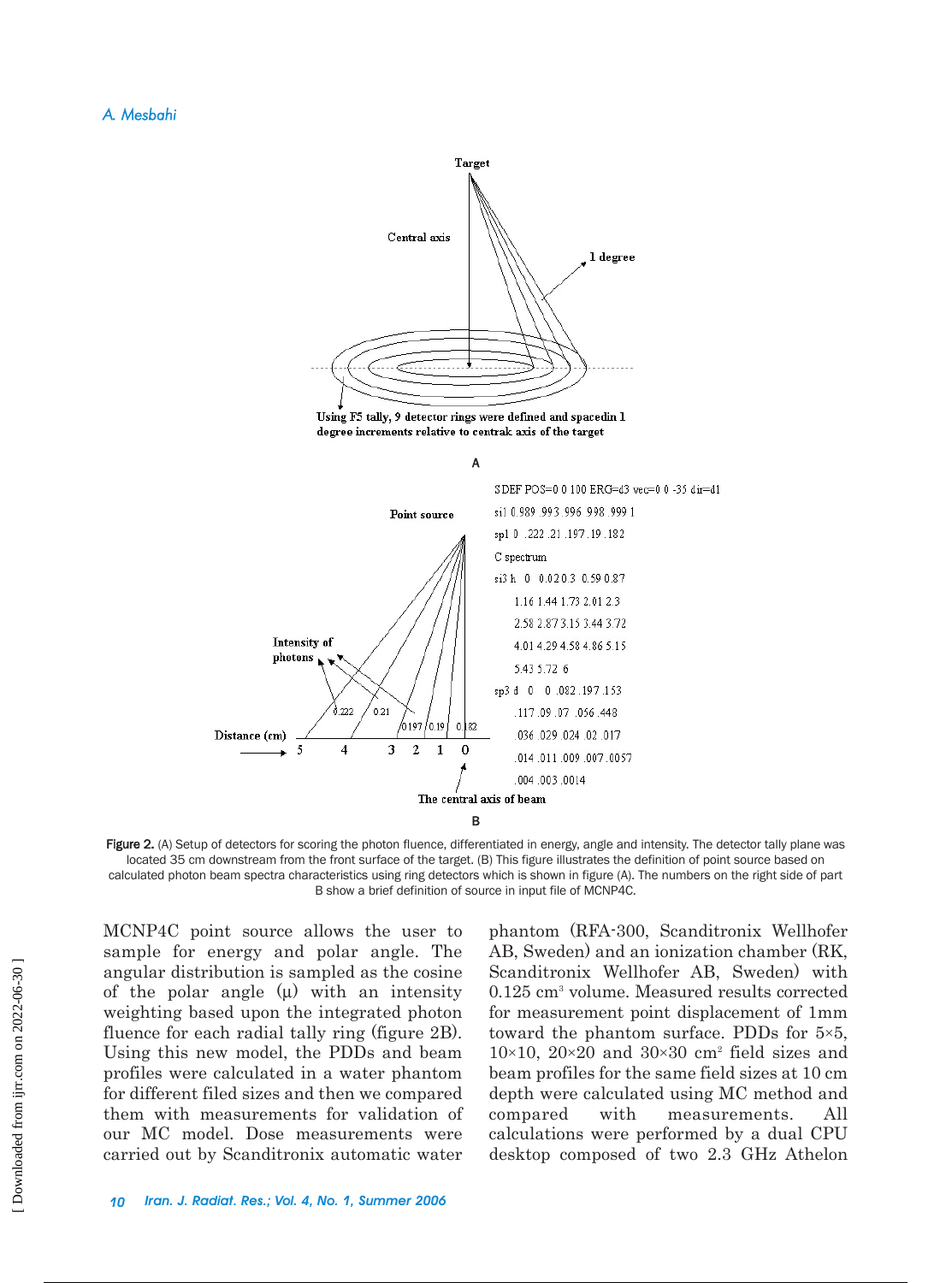Figure 2. (A) Setup of detectors for scoring the photon fluence, differentiated in energy, angle and intensity. The detector tally plane was located 35 cm downstream from the front surface of the target. (B) This figure illustrates the definition of point source based on calculated photon beam spectra characteristics using ring detectors which is shown in figure (A). The numbers on the right side of part B show a brief definition of source in input file of MCNP4C.

MCNP4C point source allows the user to sample for energy and polar angle. The angular distribution is sampled as the cosine of the polar angle (μ) with an intensity weighting based upon the integrated photon fluence for each radial tally ring (figure 2B). Using this new model, the PDDs and beam profiles were calculated in a water phantom for different filed sizes and then we compared them with measurements for validation of our MC model. Dose measurements were carried out by Scanditronix automatic water phantom (RFA-300, Scanditronix Wellhofer AB, Sweden) and an ionization chamber (RK, Scanditronix Wellhofer AB, Sweden) with 0.125 $cm^3$ volume. Measured results corrected for measurement point displacement of 1mm toward the phantom surface. PDDs for 5×5, 10×10, 20×20 and 30×30 $cm^2$ field sizes and beam profiles for the same field sizes at 10 cm depth were calculated using MC method and compared with measurements. All calculations were performed by a dual CPU desktop composed of two 2.3 GHz Athelon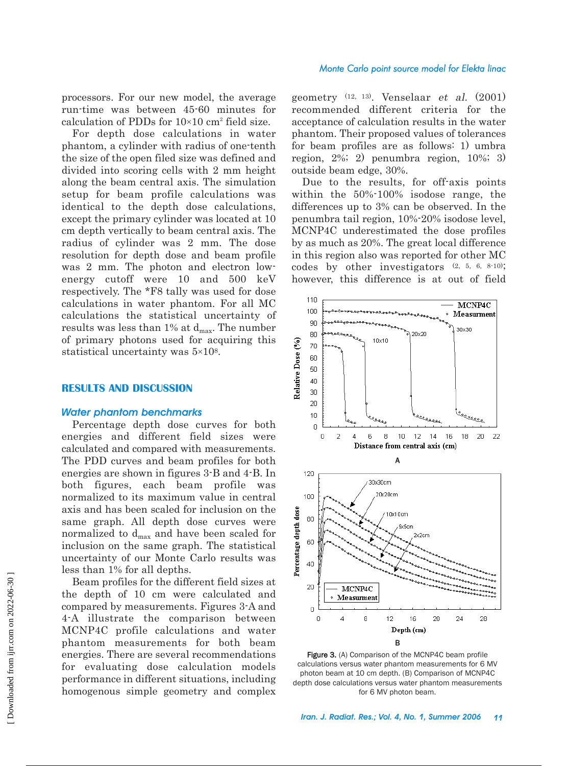processors. For our new model, the average run-time was between 45-60 minutes for calculation of PDDs for 10×10 cm$^2$ field size.

For depth dose calculations in water phantom, a cylinder with radius of one-tenth the size of the open filed size was defined and divided into scoring cells with 2 mm height along the beam central axis. The simulation setup for beam profile calculations was identical to the depth dose calculations, except the primary cylinder was located at 10 cm depth vertically to beam central axis. The radius of cylinder was 2 mm. The dose resolution for depth dose and beam profile was 2 mm. The photon and electron low-energy cutoff were 10 and 500 keV respectively. The *F8 tally was used for dose calculations in water phantom. For all MC calculations the statistical uncertainty of results was less than 1% at $d_{max}$. The number of primary photons used for acquiring this statistical uncertainty was $5\times10^8$.

## RESULTS AND DISCUSSION

### *Water phantom benchmarks*

Percentage depth dose curves for both energies and different field sizes were calculated and compared with measurements. The PDD curves and beam profiles for both energies are shown in figures 3-B and 4-B. In both figures, each beam profile was normalized to its maximum value in central axis and has been scaled for inclusion on the same graph. All depth dose curves were normalized to $d_{max}$ and have been scaled for inclusion on the same graph. The statistical uncertainty of our Monte Carlo results was less than 1% for all depths.

Beam profiles for the different field sizes at the depth of 10 cm were calculated and compared by measurements. Figures 3-A and 4-A illustrate the comparison between MCNP4C profile calculations and water phantom measurements for both beam energies. There are several recommendations for evaluating dose calculation models performance in different situations, including homogenous simple geometry and complex geometry [12, 13]. Venselaar *et al.* (2001) recommended different criteria for the acceptance of calculation results in the water phantom. Their proposed values of tolerances for beam profiles are as follows: 1) umbra region, 2%; 2) penumbra region, 10%; 3) outside beam edge, 30%.

Due to the results, for off-axis points within the 50%-100% isodose range, the differences up to 3% can be observed. In the penumbra tail region, 10%-20% isodose level, MCNP4C underestimated the dose profiles by as much as 20%. The great local difference in this region also was reported for other MC codes by other investigators [2, 5, 6, 8-10]; however, this difference is at out of field

**Figure 3.** (A) Comparison of the MCNP4C beam profile calculations versus water phantom measurements for 6 MV photon beam at 10 cm depth. (B) Comparison of MCNP4C depth dose calculations versus water phantom measurements for 6 MV photon beam.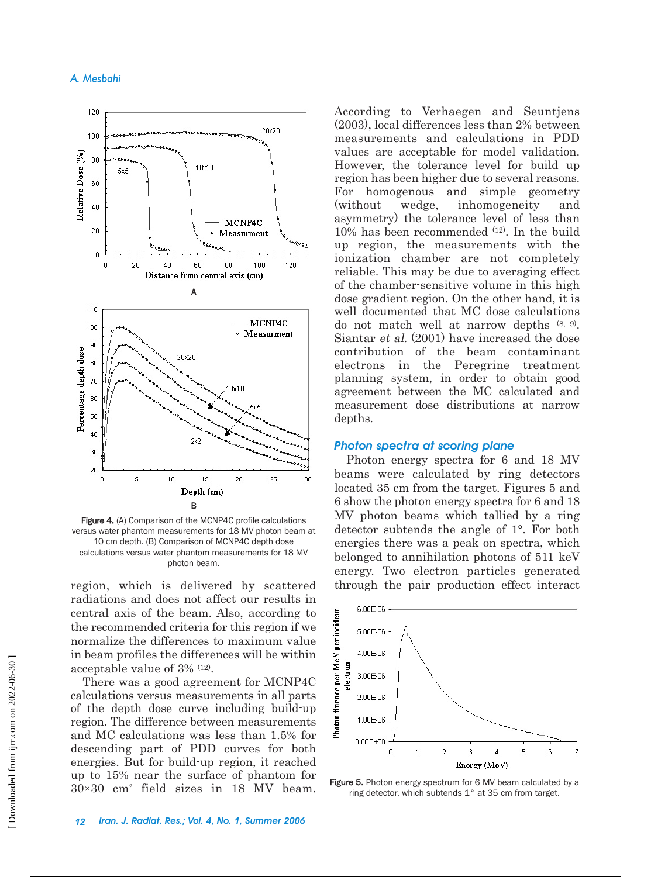Figure 4. (A) Comparison of the MCNP4C profile calculations versus water phantom measurements for 18 MV photon beam at 10 cm depth. (B) Comparison of MCNP4C depth dose calculations versus water phantom measurements for 18 MV photon beam.

region, which is delivered by scattered radiations and does not affect our results in central axis of the beam. Also, according to the recommended criteria for this region if we normalize the differences to maximum value in beam profiles the differences will be within acceptable value of 3% [12].

There was a good agreement for MCNP4C calculations versus measurements in all parts of the depth dose curve including build-up region. The difference between measurements and MC calculations was less than 1.5% for descending part of PDD curves for both energies. But for build-up region, it reached up to 15% near the surface of phantom for 30×30 $cm^2$ field sizes in 18 MV beam. According to Verhaegen and Seuntjens (2003), local differences less than 2% between measurements and calculations in PDD values are acceptable for model validation. However, the tolerance level for build up region has been higher due to several reasons. For homogenous and simple geometry (without wedge, inhomogeneity and asymmetry) the tolerance level of less than 10% has been recommended [12]. In the build up region, the measurements with the ionization chamber are not completely reliable. This may be due to averaging effect of the chamber-sensitive volume in this high dose gradient region. On the other hand, it is well documented that MC dose calculations do not match well at narrow depths [8, 9]. Siantar *et al.* (2001) have increased the dose contribution of the beam contaminant electrons in the Peregrine treatment planning system, in order to obtain good agreement between the MC calculated and measurement dose distributions at narrow depths.

### Photon spectra at scoring plane

Photon energy spectra for 6 and 18 MV beams were calculated by ring detectors located 35 cm from the target. Figures 5 and 6 show the photon energy spectra for 6 and 18 MV photon beams which tallied by a ring detector subtends the angle of 1°. For both energies there was a peak on spectra, which belonged to annihilation photons of 511 keV energy. Two electron particles generated through the pair production effect interact

Figure 5. Photon energy spectrum for 6 MV beam calculated by a ring detector, which subtends 1° at 35 cm from target.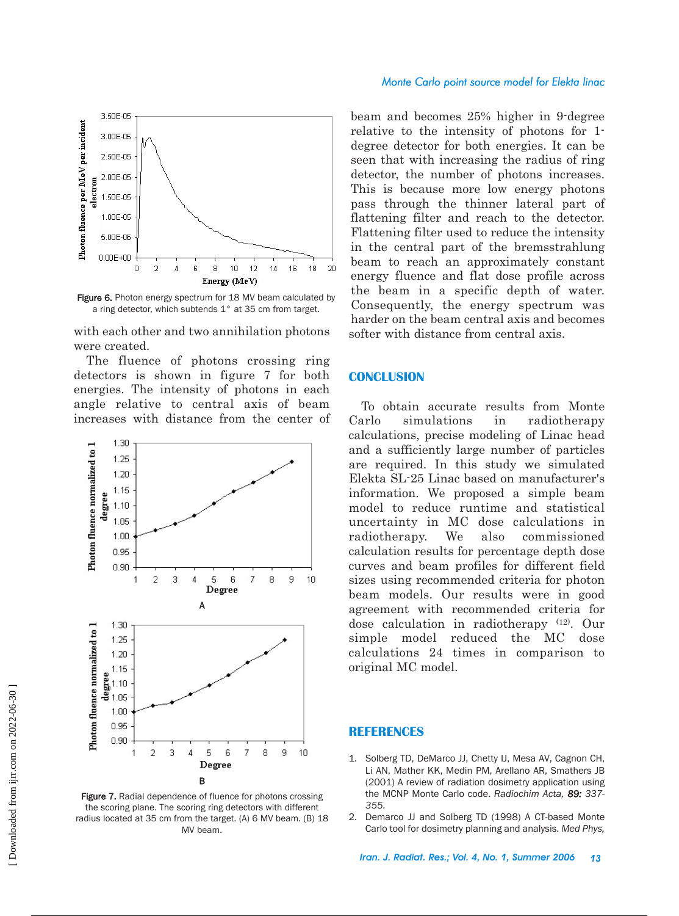Figure 6. Photon energy spectrum for 18 MV beam calculated by a ring detector, which subtends 1° at 35 cm from target.

with each other and two annihilation photons were created.

The fluence of photons crossing ring detectors is shown in figure 7 for both energies. The intensity of photons in each angle relative to central axis of beam increases with distance from the center of beam and becomes 25% higher in 9-degree relative to the intensity of photons for 1-degree detector for both energies. It can be seen that with increasing the radius of ring detector, the number of photons increases. This is because more low energy photons pass through the thinner lateral part of flattening filter and reach to the detector. Flattening filter used to reduce the intensity in the central part of the bremsstrahlung beam to reach an approximately constant energy fluence and flat dose profile across the beam in a specific depth of water. Consequently, the energy spectrum was harder on the beam central axis and becomes softer with distance from central axis.

Figure 7. Radial dependence of fluence for photons crossing the scoring plane. The scoring ring detectors with different radius located at 35 cm from the target. (A) 6 MV beam. (B) 18 MV beam.

## CONCLUSION

To obtain accurate results from Monte Carlo simulations in radiotherapy calculations, precise modeling of Linac head and a sufficiently large number of particles are required. In this study we simulated Elekta SL-25 Linac based on manufacturer's information. We proposed a simple beam model to reduce runtime and statistical uncertainty in MC dose calculations in radiotherapy. We also commissioned calculation results for percentage depth dose curves and beam profiles for different field sizes using recommended criteria for photon beam models. Our results were in good agreement with recommended criteria for dose calculation in radiotherapy [12]. Our simple model reduced the MC dose calculations 24 times in comparison to original MC model.

## REFERENCES

1. Solberg TD, DeMarco JJ, Chetty IJ, Mesa AV, Cagnon CH, Li AN, Mather KK, Medin PM, Arellano AR, Smathers JB (2001) A review of radiation dosimetry application using the MCNP Monte Carlo code. *Radiochim Acta, **89:** 337-355.*
2. Demarco JJ and Solberg TD (1998) A CT-based Monte Carlo tool for dosimetry planning and analysis. *Med Phys,*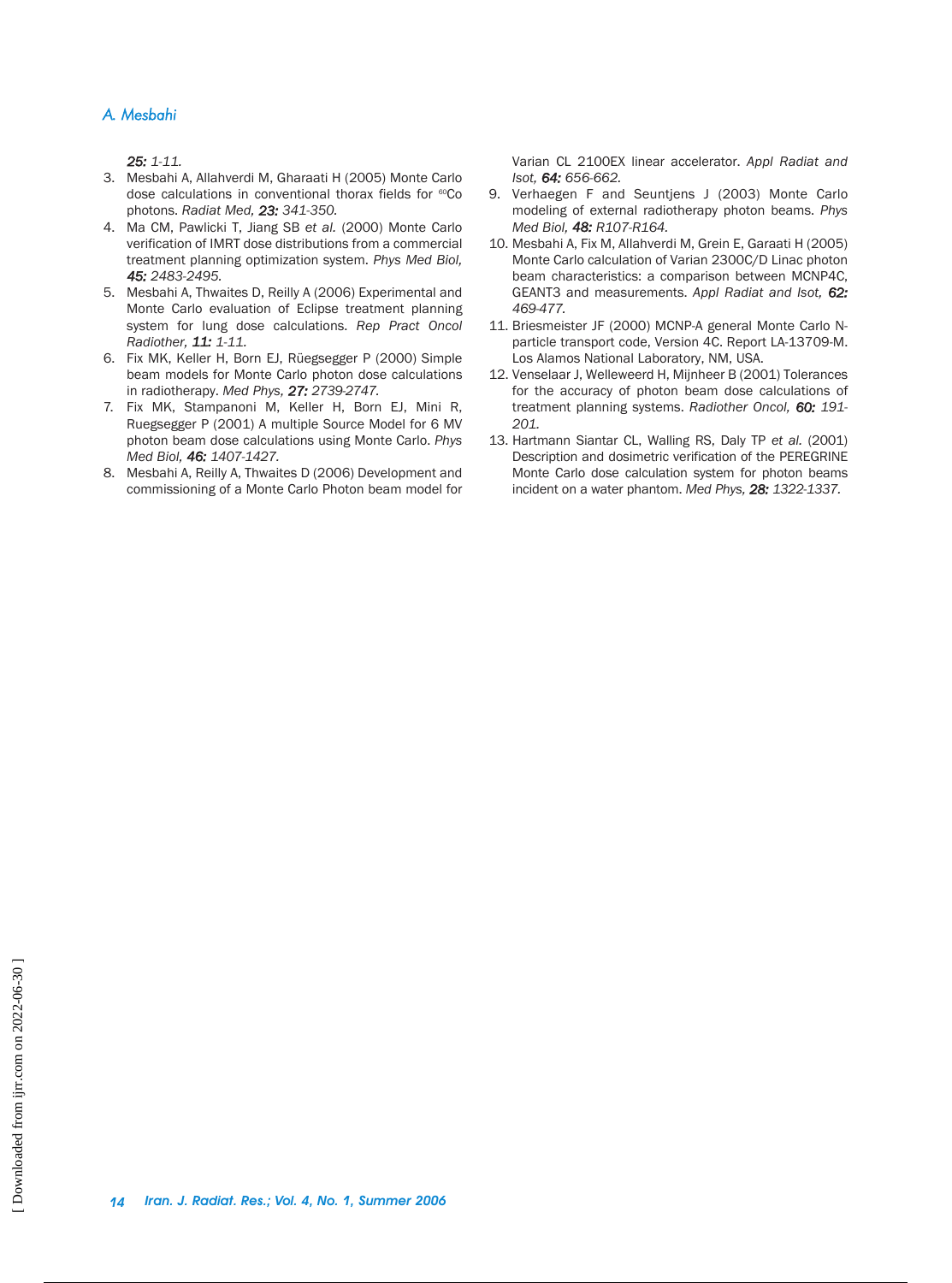*25: 1-11.*

3. Mesbahi A, Allahverdi M, Gharaati H (2005) Monte Carlo dose calculations in conventional thorax fields for $^{60}$Co photons. *Radiat Med, **23:** 341-350.*
4. Ma CM, Pawlicki T, Jiang SB *et al.* (2000) Monte Carlo verification of IMRT dose distributions from a commercial treatment planning optimization system. *Phys Med Biol, **45:** 2483-2495.*
5. Mesbahi A, Thwaites D, Reilly A (2006) Experimental and Monte Carlo evaluation of Eclipse treatment planning system for lung dose calculations. *Rep Pract Oncol Radiother, **11:** 1-11.*
6. Fix MK, Keller H, Born EJ, Rüegsegger P (2000) Simple beam models for Monte Carlo photon dose calculations in radiotherapy. *Med Phys, **27:** 2739-2747.*
7. Fix MK, Stampanoni M, Keller H, Born EJ, Mini R, Ruegsegger P (2001) A multiple Source Model for 6 MV photon beam dose calculations using Monte Carlo. *Phys Med Biol, **46:** 1407-1427.*
8. Mesbahi A, Reilly A, Thwaites D (2006) Development and commissioning of a Monte Carlo Photon beam model for Varian CL 2100EX linear accelerator. *Appl Radiat and Isot, **64:** 656-662.*
9. Verhaegen F and Seuntjens J (2003) Monte Carlo modeling of external radiotherapy photon beams. *Phys Med Biol, **48:** R107-R164.*
10. Mesbahi A, Fix M, Allahverdi M, Grein E, Garaati H (2005) Monte Carlo calculation of Varian 2300C/D Linac photon beam characteristics: a comparison between MCNP4C, GEANT3 and measurements. *Appl Radiat and Isot, **62:** 469-477.*
11. Briesmeister JF (2000) MCNP-A general Monte Carlo N-particle transport code, Version 4C. Report LA-13709-M. Los Alamos National Laboratory, NM, USA.
12. Venselaar J, Welleweerd H, Mijnheer B (2001) Tolerances for the accuracy of photon beam dose calculations of treatment planning systems. *Radiother Oncol, **60:** 191-201.*
13. Hartmann Siantar CL, Walling RS, Daly TP *et al.* (2001) Description and dosimetric verification of the PEREGRINE Monte Carlo dose calculation system for photon beams incident on a water phantom. *Med Phys, **28:** 1322-1337.*